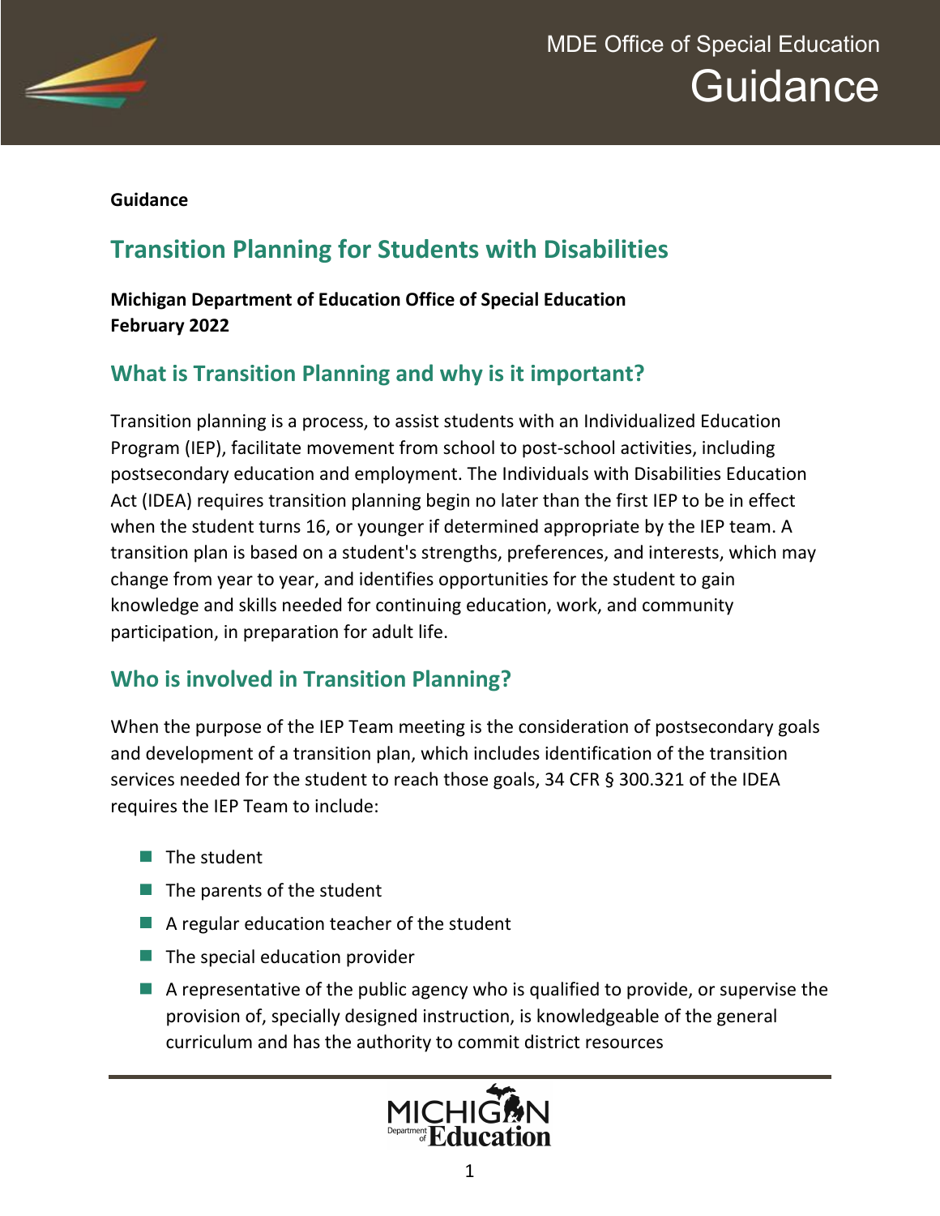MDE Office of Special Education

Guidance

**Guidance**

# Transition Planning for Students with Disabilities

**Michigan Department of Education Office of Special Education**
**February 2022**

## What is Transition Planning and why is it important?

Transition planning is a process, to assist students with an Individualized Education Program (IEP), facilitate movement from school to post-school activities, including postsecondary education and employment. The Individuals with Disabilities Education Act (IDEA) requires transition planning begin no later than the first IEP to be in effect when the student turns 16, or younger if determined appropriate by the IEP team. A transition plan is based on a student's strengths, preferences, and interests, which may change from year to year, and identifies opportunities for the student to gain knowledge and skills needed for continuing education, work, and community participation, in preparation for adult life.

## Who is involved in Transition Planning?

When the purpose of the IEP Team meeting is the consideration of postsecondary goals and development of a transition plan, which includes identification of the transition services needed for the student to reach those goals, 34 CFR § 300.321 of the IDEA requires the IEP Team to include:

- The student
- The parents of the student
- A regular education teacher of the student
- The special education provider
- A representative of the public agency who is qualified to provide, or supervise the provision of, specially designed instruction, is knowledgeable of the general curriculum and has the authority to commit district resources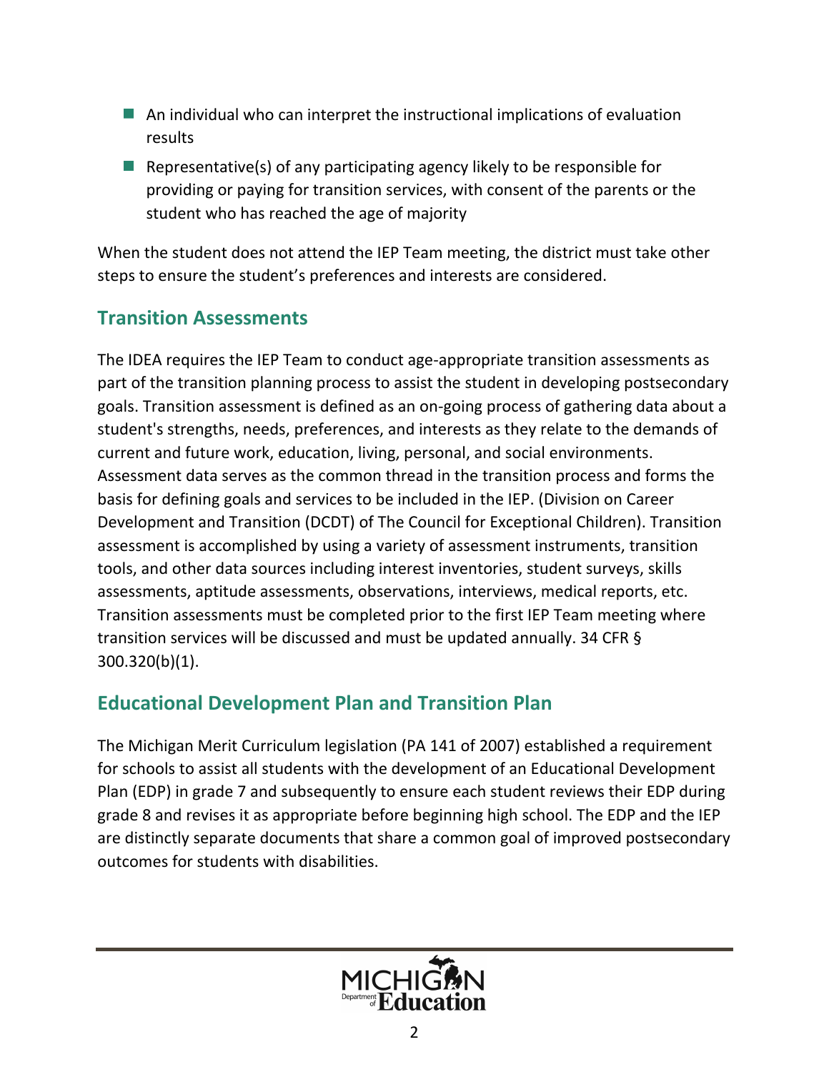- An individual who can interpret the instructional implications of evaluation results
- Representative(s) of any participating agency likely to be responsible for providing or paying for transition services, with consent of the parents or the student who has reached the age of majority

When the student does not attend the IEP Team meeting, the district must take other steps to ensure the student's preferences and interests are considered.

## Transition Assessments

The IDEA requires the IEP Team to conduct age-appropriate transition assessments as part of the transition planning process to assist the student in developing postsecondary goals. Transition assessment is defined as an on-going process of gathering data about a student's strengths, needs, preferences, and interests as they relate to the demands of current and future work, education, living, personal, and social environments. Assessment data serves as the common thread in the transition process and forms the basis for defining goals and services to be included in the IEP. (Division on Career Development and Transition (DCDT) of The Council for Exceptional Children). Transition assessment is accomplished by using a variety of assessment instruments, transition tools, and other data sources including interest inventories, student surveys, skills assessments, aptitude assessments, observations, interviews, medical reports, etc. Transition assessments must be completed prior to the first IEP Team meeting where transition services will be discussed and must be updated annually. 34 CFR § 300.320(b)(1).

## Educational Development Plan and Transition Plan

The Michigan Merit Curriculum legislation (PA 141 of 2007) established a requirement for schools to assist all students with the development of an Educational Development Plan (EDP) in grade 7 and subsequently to ensure each student reviews their EDP during grade 8 and revises it as appropriate before beginning high school. The EDP and the IEP are distinctly separate documents that share a common goal of improved postsecondary outcomes for students with disabilities.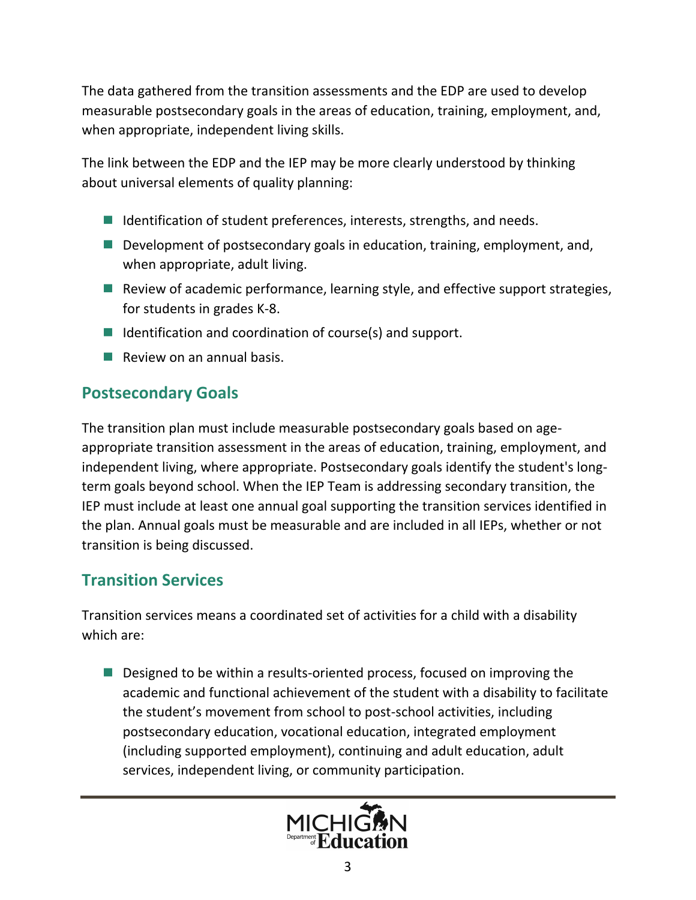The data gathered from the transition assessments and the EDP are used to develop measurable postsecondary goals in the areas of education, training, employment, and, when appropriate, independent living skills.

The link between the EDP and the IEP may be more clearly understood by thinking about universal elements of quality planning:

- Identification of student preferences, interests, strengths, and needs.
- Development of postsecondary goals in education, training, employment, and, when appropriate, adult living.
- Review of academic performance, learning style, and effective support strategies, for students in grades K-8.
- Identification and coordination of course(s) and support.
- Review on an annual basis.

## Postsecondary Goals

The transition plan must include measurable postsecondary goals based on age-appropriate transition assessment in the areas of education, training, employment, and independent living, where appropriate. Postsecondary goals identify the student's long-term goals beyond school. When the IEP Team is addressing secondary transition, the IEP must include at least one annual goal supporting the transition services identified in the plan. Annual goals must be measurable and are included in all IEPs, whether or not transition is being discussed.

## Transition Services

Transition services means a coordinated set of activities for a child with a disability which are:

- Designed to be within a results-oriented process, focused on improving the academic and functional achievement of the student with a disability to facilitate the student's movement from school to post-school activities, including postsecondary education, vocational education, integrated employment (including supported employment), continuing and adult education, adult services, independent living, or community participation.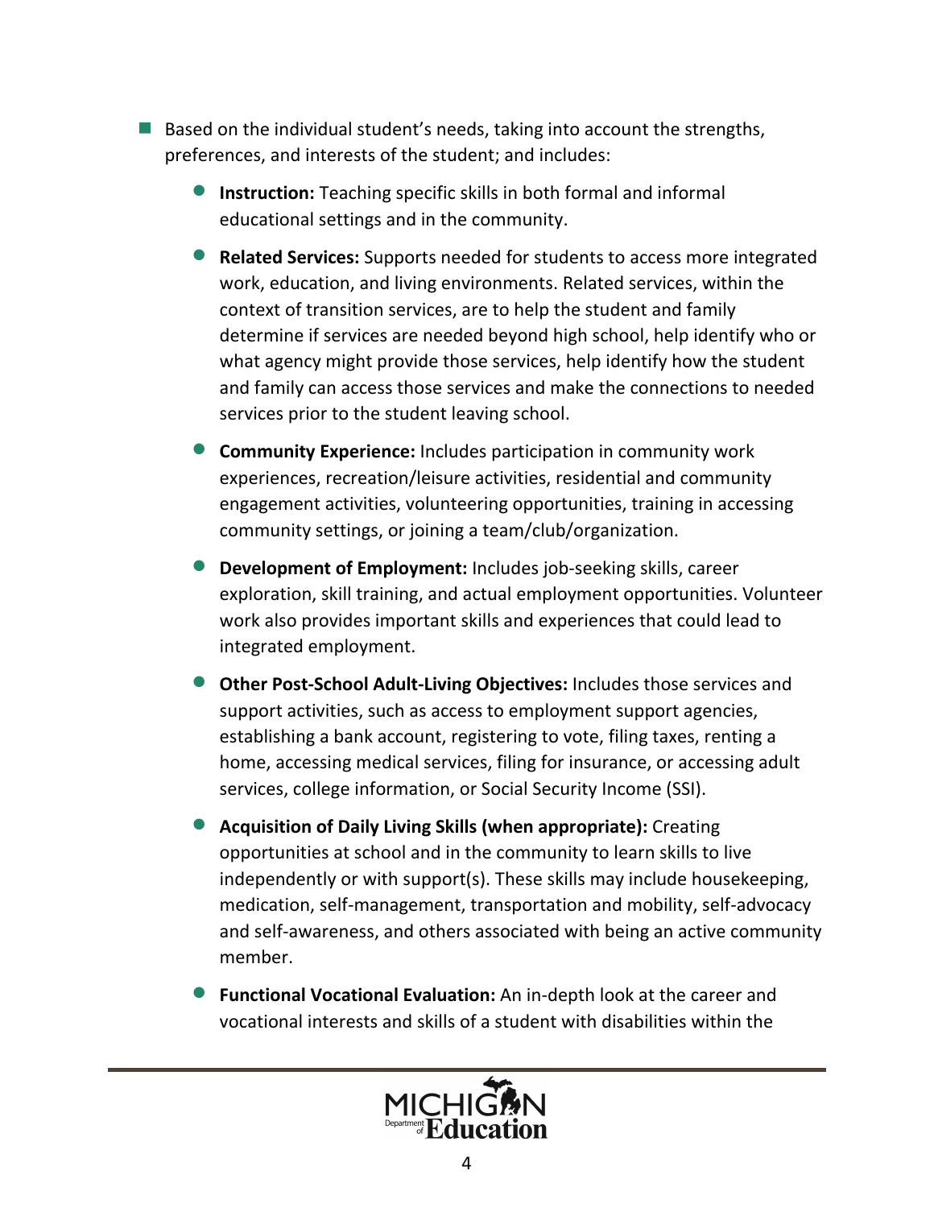- Based on the individual student's needs, taking into account the strengths, preferences, and interests of the student; and includes:
  - **Instruction:** Teaching specific skills in both formal and informal educational settings and in the community.
  - **Related Services:** Supports needed for students to access more integrated work, education, and living environments. Related services, within the context of transition services, are to help the student and family determine if services are needed beyond high school, help identify who or what agency might provide those services, help identify how the student and family can access those services and make the connections to needed services prior to the student leaving school.
  - **Community Experience:** Includes participation in community work experiences, recreation/leisure activities, residential and community engagement activities, volunteering opportunities, training in accessing community settings, or joining a team/club/organization.
  - **Development of Employment:** Includes job-seeking skills, career exploration, skill training, and actual employment opportunities. Volunteer work also provides important skills and experiences that could lead to integrated employment.
  - **Other Post-School Adult-Living Objectives:** Includes those services and support activities, such as access to employment support agencies, establishing a bank account, registering to vote, filing taxes, renting a home, accessing medical services, filing for insurance, or accessing adult services, college information, or Social Security Income (SSI).
  - **Acquisition of Daily Living Skills (when appropriate):** Creating opportunities at school and in the community to learn skills to live independently or with support(s). These skills may include housekeeping, medication, self-management, transportation and mobility, self-advocacy and self-awareness, and others associated with being an active community member.
  - **Functional Vocational Evaluation:** An in-depth look at the career and vocational interests and skills of a student with disabilities within the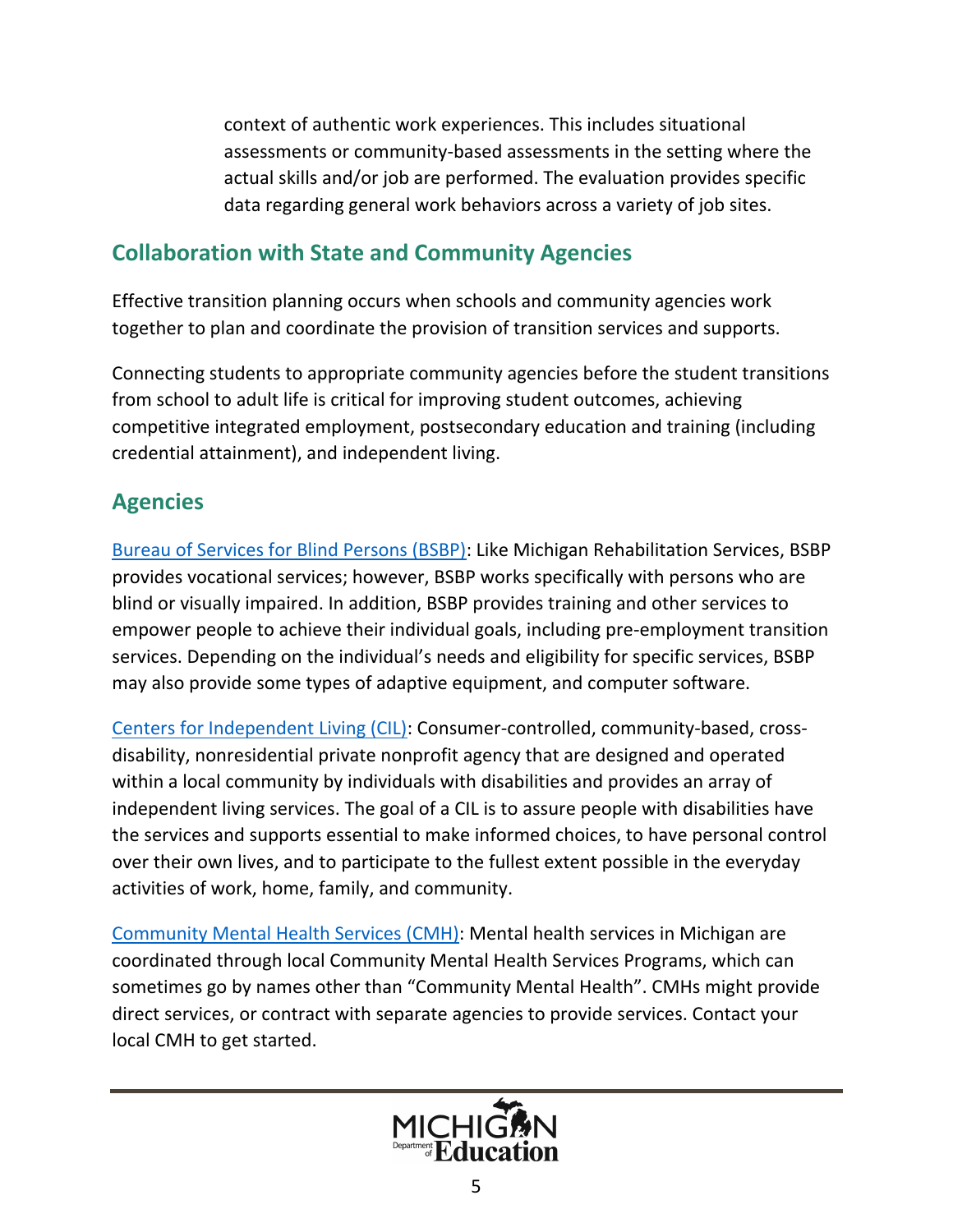context of authentic work experiences. This includes situational assessments or community-based assessments in the setting where the actual skills and/or job are performed. The evaluation provides specific data regarding general work behaviors across a variety of job sites.

## Collaboration with State and Community Agencies

Effective transition planning occurs when schools and community agencies work together to plan and coordinate the provision of transition services and supports.

Connecting students to appropriate community agencies before the student transitions from school to adult life is critical for improving student outcomes, achieving competitive integrated employment, postsecondary education and training (including credential attainment), and independent living.

## Agencies

Bureau of Services for Blind Persons (BSBP): Like Michigan Rehabilitation Services, BSBP provides vocational services; however, BSBP works specifically with persons who are blind or visually impaired. In addition, BSBP provides training and other services to empower people to achieve their individual goals, including pre-employment transition services. Depending on the individual's needs and eligibility for specific services, BSBP may also provide some types of adaptive equipment, and computer software.

Centers for Independent Living (CIL): Consumer-controlled, community-based, cross-disability, nonresidential private nonprofit agency that are designed and operated within a local community by individuals with disabilities and provides an array of independent living services. The goal of a CIL is to assure people with disabilities have the services and supports essential to make informed choices, to have personal control over their own lives, and to participate to the fullest extent possible in the everyday activities of work, home, family, and community.

Community Mental Health Services (CMH): Mental health services in Michigan are coordinated through local Community Mental Health Services Programs, which can sometimes go by names other than "Community Mental Health". CMHs might provide direct services, or contract with separate agencies to provide services. Contact your local CMH to get started.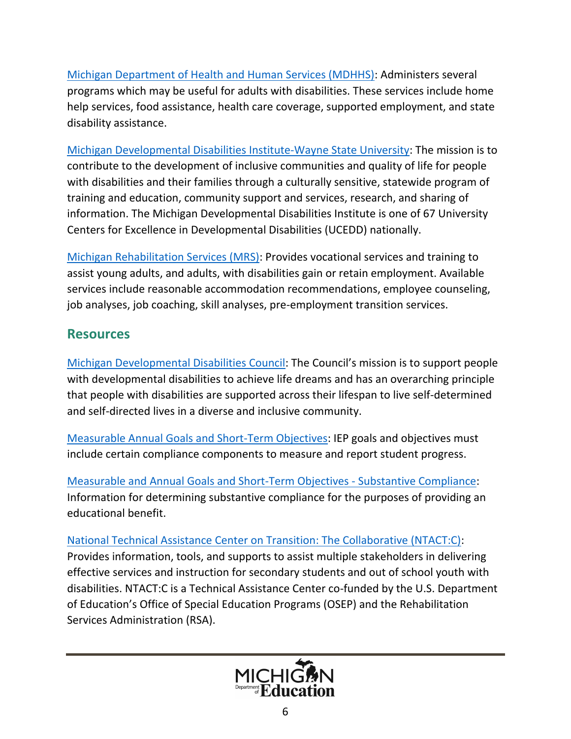Michigan Department of Health and Human Services (MDHHS): Administers several programs which may be useful for adults with disabilities. These services include home help services, food assistance, health care coverage, supported employment, and state disability assistance.

Michigan Developmental Disabilities Institute-Wayne State University: The mission is to contribute to the development of inclusive communities and quality of life for people with disabilities and their families through a culturally sensitive, statewide program of training and education, community support and services, research, and sharing of information. The Michigan Developmental Disabilities Institute is one of 67 University Centers for Excellence in Developmental Disabilities (UCEDD) nationally.

Michigan Rehabilitation Services (MRS): Provides vocational services and training to assist young adults, and adults, with disabilities gain or retain employment. Available services include reasonable accommodation recommendations, employee counseling, job analyses, job coaching, skill analyses, pre-employment transition services.

## Resources

Michigan Developmental Disabilities Council: The Council's mission is to support people with developmental disabilities to achieve life dreams and has an overarching principle that people with disabilities are supported across their lifespan to live self-determined and self-directed lives in a diverse and inclusive community.

Measurable Annual Goals and Short-Term Objectives: IEP goals and objectives must include certain compliance components to measure and report student progress.

Measurable and Annual Goals and Short-Term Objectives - Substantive Compliance: Information for determining substantive compliance for the purposes of providing an educational benefit.

National Technical Assistance Center on Transition: The Collaborative (NTACT:C): Provides information, tools, and supports to assist multiple stakeholders in delivering effective services and instruction for secondary students and out of school youth with disabilities. NTACT:C is a Technical Assistance Center co-funded by the U.S. Department of Education's Office of Special Education Programs (OSEP) and the Rehabilitation Services Administration (RSA).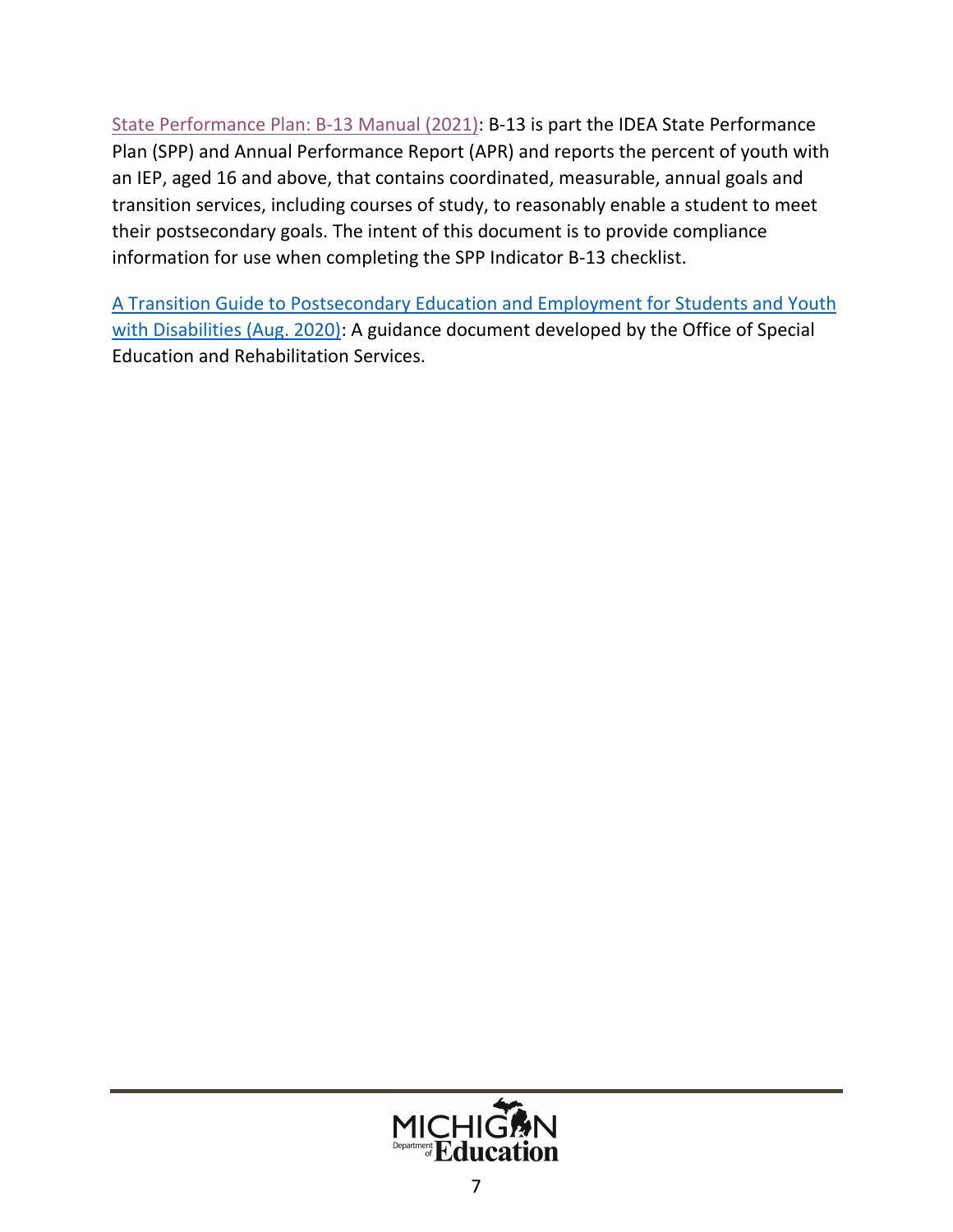State Performance Plan: B-13 Manual (2021): B-13 is part the IDEA State Performance Plan (SPP) and Annual Performance Report (APR) and reports the percent of youth with an IEP, aged 16 and above, that contains coordinated, measurable, annual goals and transition services, including courses of study, to reasonably enable a student to meet their postsecondary goals. The intent of this document is to provide compliance information for use when completing the SPP Indicator B-13 checklist.

A Transition Guide to Postsecondary Education and Employment for Students and Youth with Disabilities (Aug. 2020): A guidance document developed by the Office of Special Education and Rehabilitation Services.